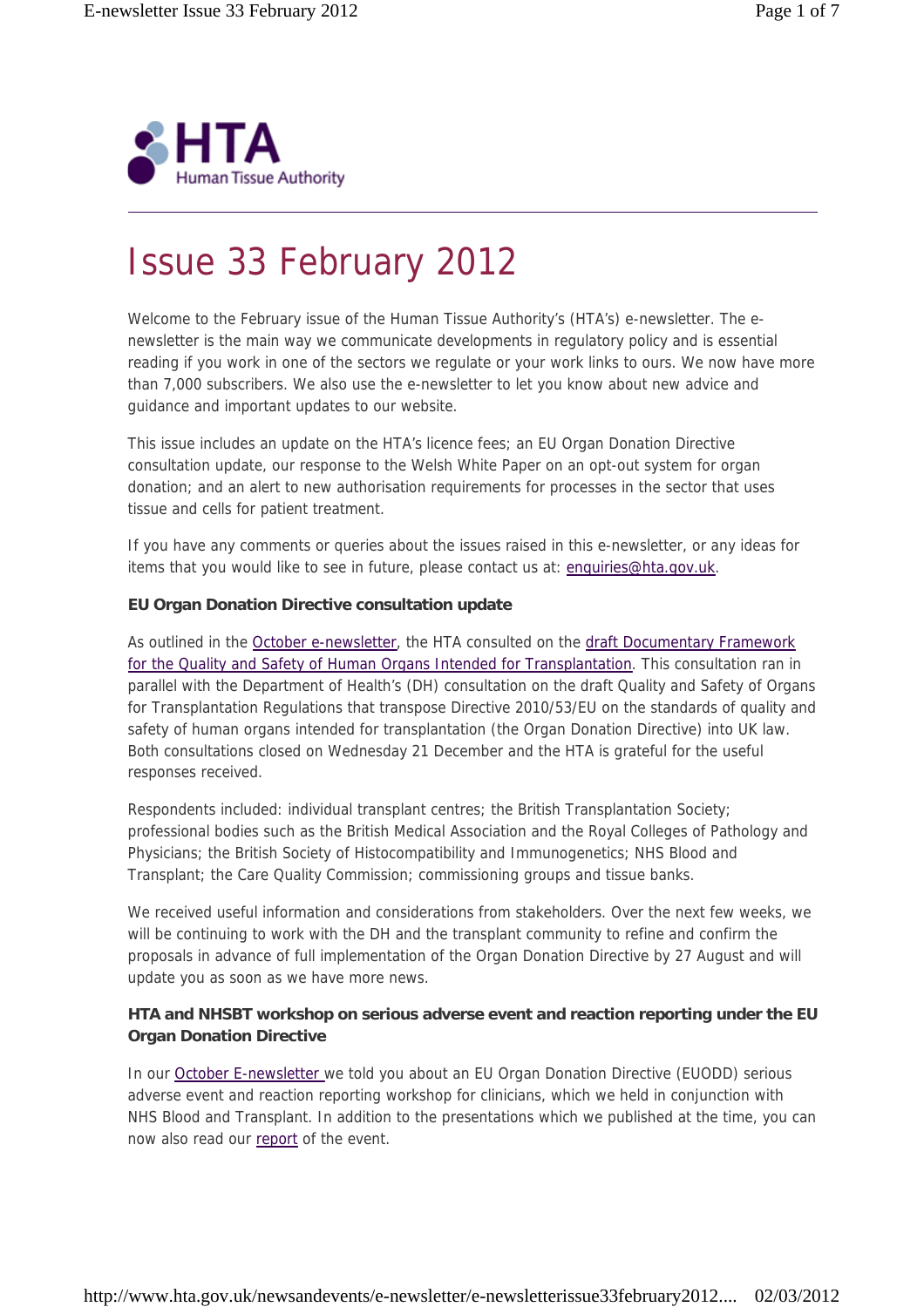# Issue 33 February 2012

Welcome to the February issue of the Human Tissue Authority's (HTA's) e-newsletter. The e-newsletter is the main way we communicate developments in regulatory policy and is essential reading if you work in one of the sectors we regulate or your work links to ours. We now have more than 7,000 subscribers. We also use the e-newsletter to let you know about new advice and guidance and important updates to our website.

This issue includes an update on the HTA's licence fees; an EU Organ Donation Directive consultation update, our response to the Welsh White Paper on an opt-out system for organ donation; and an alert to new authorisation requirements for processes in the sector that uses tissue and cells for patient treatment.

If you have any comments or queries about the issues raised in this e-newsletter, or any ideas for items that you would like to see in future, please contact us at: enquiries@hta.gov.uk.

### EU Organ Donation Directive consultation update

As outlined in the October e-newsletter, the HTA consulted on the draft Documentary Framework for the Quality and Safety of Human Organs Intended for Transplantation. This consultation ran in parallel with the Department of Health's (DH) consultation on the draft Quality and Safety of Organs for Transplantation Regulations that transpose Directive 2010/53/EU on the standards of quality and safety of human organs intended for transplantation (the Organ Donation Directive) into UK law. Both consultations closed on Wednesday 21 December and the HTA is grateful for the useful responses received.

Respondents included: individual transplant centres; the British Transplantation Society; professional bodies such as the British Medical Association and the Royal Colleges of Pathology and Physicians; the British Society of Histocompatibility and Immunogenetics; NHS Blood and Transplant; the Care Quality Commission; commissioning groups and tissue banks.

We received useful information and considerations from stakeholders. Over the next few weeks, we will be continuing to work with the DH and the transplant community to refine and confirm the proposals in advance of full implementation of the Organ Donation Directive by 27 August and will update you as soon as we have more news.

### HTA and NHSBT workshop on serious adverse event and reaction reporting under the EU Organ Donation Directive

In our October E-newsletter we told you about an EU Organ Donation Directive (EUODD) serious adverse event and reaction reporting workshop for clinicians, which we held in conjunction with NHS Blood and Transplant. In addition to the presentations which we published at the time, you can now also read our report of the event.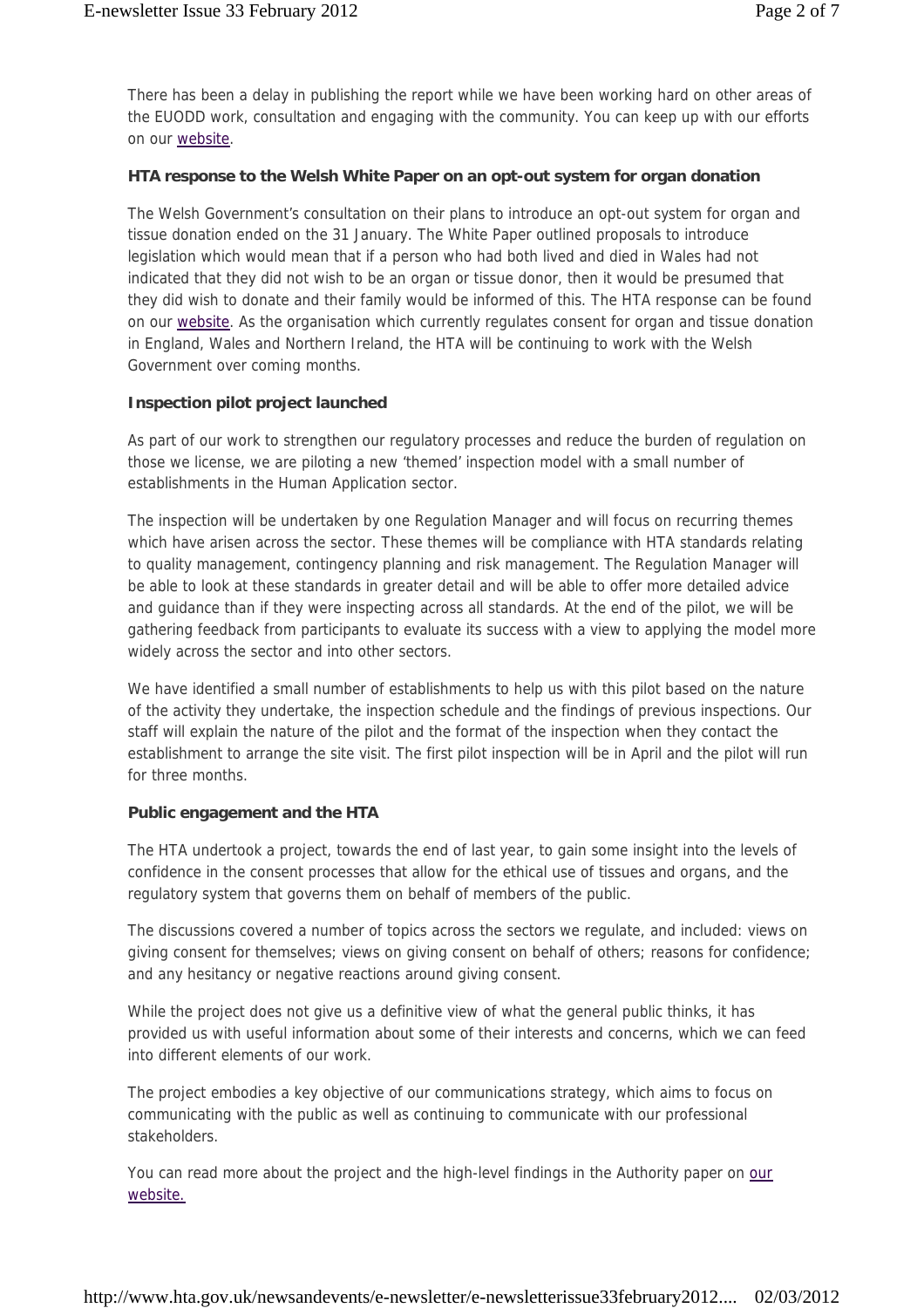There has been a delay in publishing the report while we have been working hard on other areas of the EUODD work, consultation and engaging with the community. You can keep up with our efforts on our website.

**HTA response to the Welsh White Paper on an opt-out system for organ donation**

The Welsh Government's consultation on their plans to introduce an opt-out system for organ and tissue donation ended on the 31 January. The White Paper outlined proposals to introduce legislation which would mean that if a person who had both lived and died in Wales had not indicated that they did not wish to be an organ or tissue donor, then it would be presumed that they did wish to donate and their family would be informed of this. The HTA response can be found on our website. As the organisation which currently regulates consent for organ and tissue donation in England, Wales and Northern Ireland, the HTA will be continuing to work with the Welsh Government over coming months.

**Inspection pilot project launched**

As part of our work to strengthen our regulatory processes and reduce the burden of regulation on those we license, we are piloting a new 'themed' inspection model with a small number of establishments in the Human Application sector.

The inspection will be undertaken by one Regulation Manager and will focus on recurring themes which have arisen across the sector. These themes will be compliance with HTA standards relating to quality management, contingency planning and risk management. The Regulation Manager will be able to look at these standards in greater detail and will be able to offer more detailed advice and guidance than if they were inspecting across all standards. At the end of the pilot, we will be gathering feedback from participants to evaluate its success with a view to applying the model more widely across the sector and into other sectors.

We have identified a small number of establishments to help us with this pilot based on the nature of the activity they undertake, the inspection schedule and the findings of previous inspections. Our staff will explain the nature of the pilot and the format of the inspection when they contact the establishment to arrange the site visit. The first pilot inspection will be in April and the pilot will run for three months.

**Public engagement and the HTA**

The HTA undertook a project, towards the end of last year, to gain some insight into the levels of confidence in the consent processes that allow for the ethical use of tissues and organs, and the regulatory system that governs them on behalf of members of the public.

The discussions covered a number of topics across the sectors we regulate, and included: views on giving consent for themselves; views on giving consent on behalf of others; reasons for confidence; and any hesitancy or negative reactions around giving consent.

While the project does not give us a definitive view of what the general public thinks, it has provided us with useful information about some of their interests and concerns, which we can feed into different elements of our work.

The project embodies a key objective of our communications strategy, which aims to focus on communicating with the public as well as continuing to communicate with our professional stakeholders.

You can read more about the project and the high-level findings in the Authority paper on our website.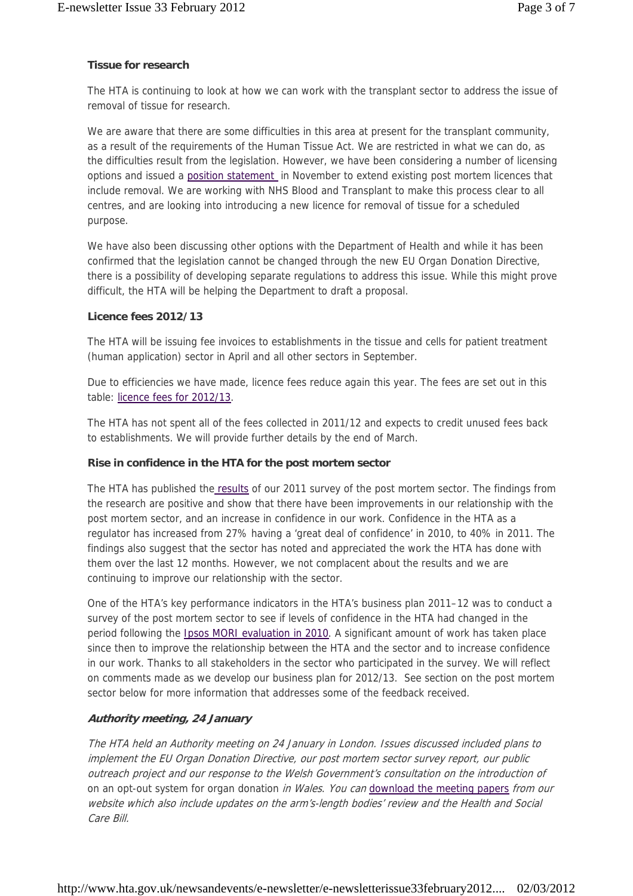**Tissue for research**

The HTA is continuing to look at how we can work with the transplant sector to address the issue of removal of tissue for research.

We are aware that there are some difficulties in this area at present for the transplant community, as a result of the requirements of the Human Tissue Act. We are restricted in what we can do, as the difficulties result from the legislation. However, we have been considering a number of licensing options and issued a position statement in November to extend existing post mortem licences that include removal. We are working with NHS Blood and Transplant to make this process clear to all centres, and are looking into introducing a new licence for removal of tissue for a scheduled purpose.

We have also been discussing other options with the Department of Health and while it has been confirmed that the legislation cannot be changed through the new EU Organ Donation Directive, there is a possibility of developing separate regulations to address this issue. While this might prove difficult, the HTA will be helping the Department to draft a proposal.

**Licence fees 2012/13**

The HTA will be issuing fee invoices to establishments in the tissue and cells for patient treatment (human application) sector in April and all other sectors in September.

Due to efficiencies we have made, licence fees reduce again this year. The fees are set out in this table: licence fees for 2012/13.

The HTA has not spent all of the fees collected in 2011/12 and expects to credit unused fees back to establishments. We will provide further details by the end of March.

**Rise in confidence in the HTA for the post mortem sector**

The HTA has published the results of our 2011 survey of the post mortem sector. The findings from the research are positive and show that there have been improvements in our relationship with the post mortem sector, and an increase in confidence in our work. Confidence in the HTA as a regulator has increased from 27% having a 'great deal of confidence' in 2010, to 40% in 2011. The findings also suggest that the sector has noted and appreciated the work the HTA has done with them over the last 12 months. However, we not complacent about the results and we are continuing to improve our relationship with the sector.

One of the HTA's key performance indicators in the HTA's business plan 2011–12 was to conduct a survey of the post mortem sector to see if levels of confidence in the HTA had changed in the period following the Ipsos MORI evaluation in 2010. A significant amount of work has taken place since then to improve the relationship between the HTA and the sector and to increase confidence in our work. Thanks to all stakeholders in the sector who participated in the survey. We will reflect on comments made as we develop our business plan for 2012/13. See section on the post mortem sector below for more information that addresses some of the feedback received.

***Authority meeting, 24 January***

*The HTA held an Authority meeting on 24 January in London. Issues discussed included plans to implement the EU Organ Donation Directive, our post mortem sector survey report, our public outreach project and our response to the Welsh Government's consultation on the introduction of* on an opt-out system for organ donation *in Wales. You can* download the meeting papers *from our website which also include updates on the arm's-length bodies' review and the Health and Social Care Bill.*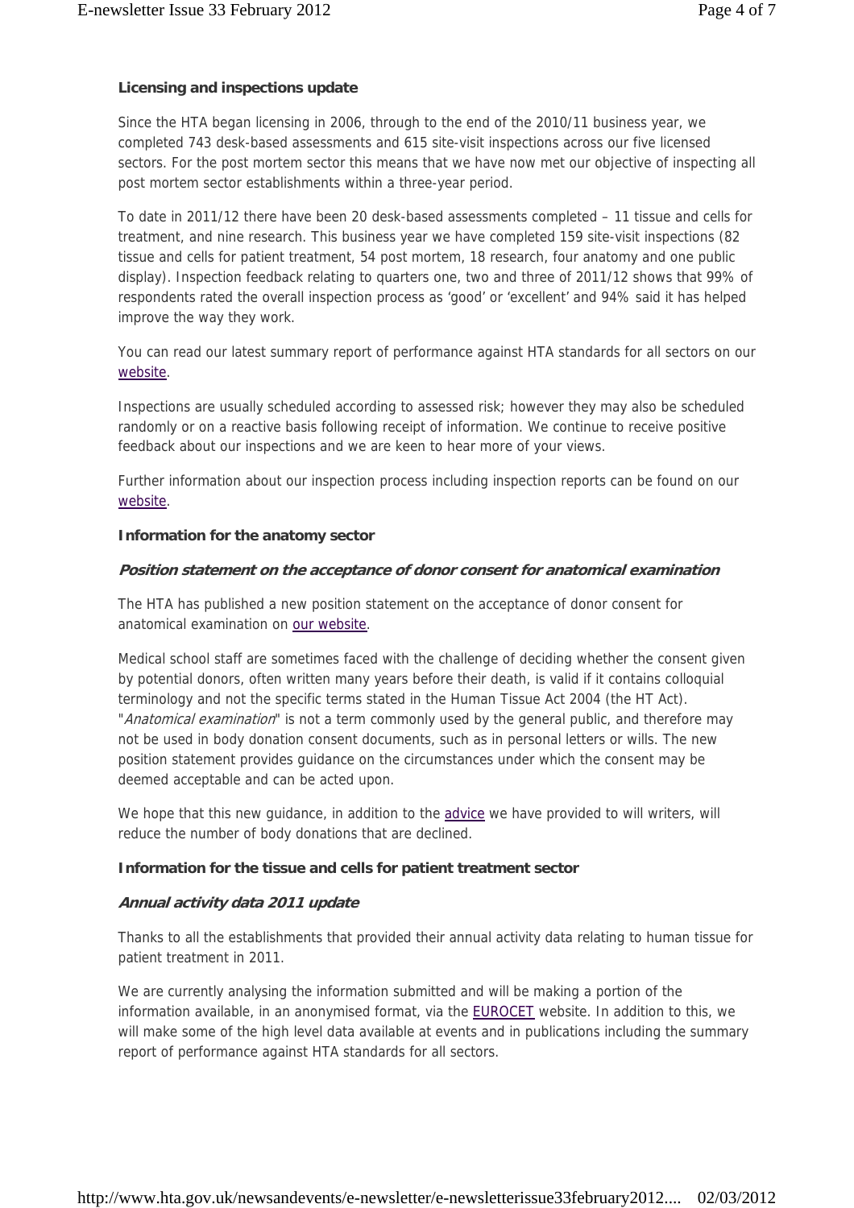**Licensing and inspections update**

Since the HTA began licensing in 2006, through to the end of the 2010/11 business year, we completed 743 desk-based assessments and 615 site-visit inspections across our five licensed sectors. For the post mortem sector this means that we have now met our objective of inspecting all post mortem sector establishments within a three-year period.

To date in 2011/12 there have been 20 desk-based assessments completed – 11 tissue and cells for treatment, and nine research. This business year we have completed 159 site-visit inspections (82 tissue and cells for patient treatment, 54 post mortem, 18 research, four anatomy and one public display). Inspection feedback relating to quarters one, two and three of 2011/12 shows that 99% of respondents rated the overall inspection process as 'good' or 'excellent' and 94% said it has helped improve the way they work.

You can read our latest summary report of performance against HTA standards for all sectors on our website.

Inspections are usually scheduled according to assessed risk; however they may also be scheduled randomly or on a reactive basis following receipt of information. We continue to receive positive feedback about our inspections and we are keen to hear more of your views.

Further information about our inspection process including inspection reports can be found on our website.

**Information for the anatomy sector**

***Position statement on the acceptance of donor consent for anatomical examination***

The HTA has published a new position statement on the acceptance of donor consent for anatomical examination on our website.

Medical school staff are sometimes faced with the challenge of deciding whether the consent given by potential donors, often written many years before their death, is valid if it contains colloquial terminology and not the specific terms stated in the Human Tissue Act 2004 (the HT Act). "*Anatomical examination*" is not a term commonly used by the general public, and therefore may not be used in body donation consent documents, such as in personal letters or wills. The new position statement provides guidance on the circumstances under which the consent may be deemed acceptable and can be acted upon.

We hope that this new guidance, in addition to the advice we have provided to will writers, will reduce the number of body donations that are declined.

**Information for the tissue and cells for patient treatment sector**

***Annual activity data 2011 update***

Thanks to all the establishments that provided their annual activity data relating to human tissue for patient treatment in 2011.

We are currently analysing the information submitted and will be making a portion of the information available, in an anonymised format, via the EUROCET website. In addition to this, we will make some of the high level data available at events and in publications including the summary report of performance against HTA standards for all sectors.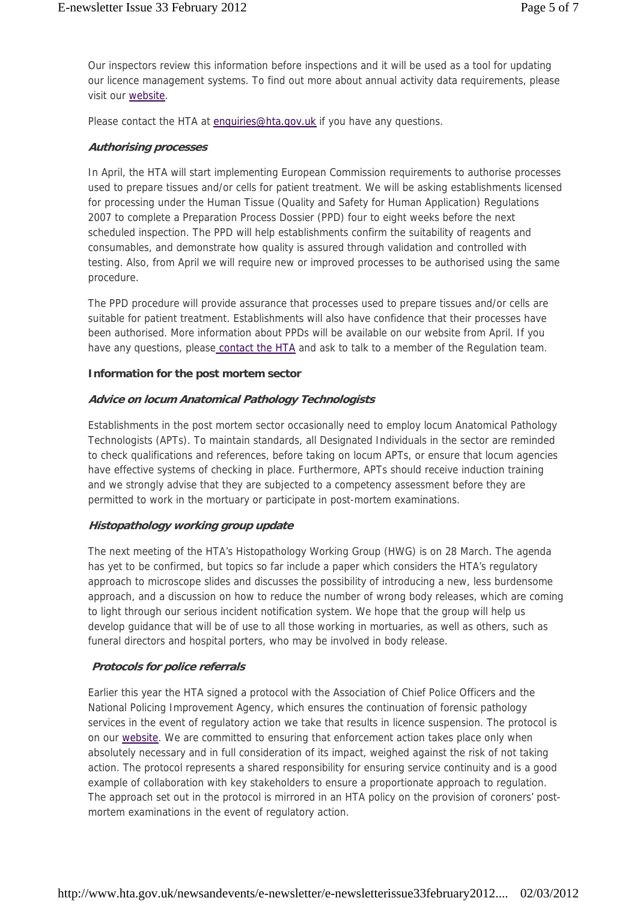Our inspectors review this information before inspections and it will be used as a tool for updating our licence management systems. To find out more about annual activity data requirements, please visit our [website](#).

Please contact the HTA at [enquiries@hta.gov.uk](mailto:enquiries@hta.gov.uk) if you have any questions.

### *Authorising processes*

In April, the HTA will start implementing European Commission requirements to authorise processes used to prepare tissues and/or cells for patient treatment. We will be asking establishments licensed for processing under the Human Tissue (Quality and Safety for Human Application) Regulations 2007 to complete a Preparation Process Dossier (PPD) four to eight weeks before the next scheduled inspection. The PPD will help establishments confirm the suitability of reagents and consumables, and demonstrate how quality is assured through validation and controlled with testing. Also, from April we will require new or improved processes to be authorised using the same procedure.

The PPD procedure will provide assurance that processes used to prepare tissues and/or cells are suitable for patient treatment. Establishments will also have confidence that their processes have been authorised. More information about PPDs will be available on our website from April. If you have any questions, please [contact the HTA](#) and ask to talk to a member of the Regulation team.

## **Information for the post mortem sector**

### *Advice on locum Anatomical Pathology Technologists*

Establishments in the post mortem sector occasionally need to employ locum Anatomical Pathology Technologists (APTs). To maintain standards, all Designated Individuals in the sector are reminded to check qualifications and references, before taking on locum APTs, or ensure that locum agencies have effective systems of checking in place. Furthermore, APTs should receive induction training and we strongly advise that they are subjected to a competency assessment before they are permitted to work in the mortuary or participate in post-mortem examinations.

### *Histopathology working group update*

The next meeting of the HTA's Histopathology Working Group (HWG) is on 28 March. The agenda has yet to be confirmed, but topics so far include a paper which considers the HTA's regulatory approach to microscope slides and discusses the possibility of introducing a new, less burdensome approach, and a discussion on how to reduce the number of wrong body releases, which are coming to light through our serious incident notification system. We hope that the group will help us develop guidance that will be of use to all those working in mortuaries, as well as others, such as funeral directors and hospital porters, who may be involved in body release.

### *Protocols for police referrals*

Earlier this year the HTA signed a protocol with the Association of Chief Police Officers and the National Policing Improvement Agency, which ensures the continuation of forensic pathology services in the event of regulatory action we take that results in licence suspension. The protocol is on our [website](#). We are committed to ensuring that enforcement action takes place only when absolutely necessary and in full consideration of its impact, weighed against the risk of not taking action. The protocol represents a shared responsibility for ensuring service continuity and is a good example of collaboration with key stakeholders to ensure a proportionate approach to regulation. The approach set out in the protocol is mirrored in an HTA policy on the provision of coroners' post-mortem examinations in the event of regulatory action.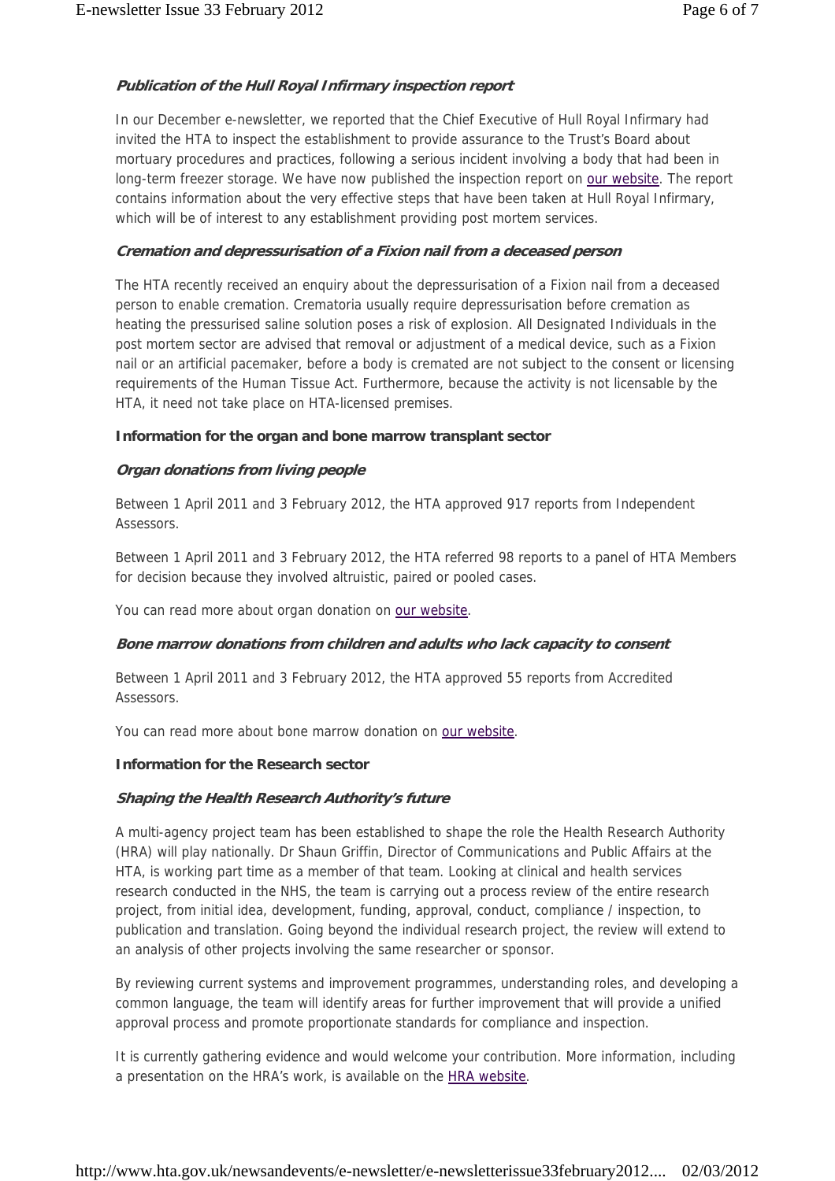### *Publication of the Hull Royal Infirmary inspection report*

In our December e-newsletter, we reported that the Chief Executive of Hull Royal Infirmary had invited the HTA to inspect the establishment to provide assurance to the Trust's Board about mortuary procedures and practices, following a serious incident involving a body that had been in long-term freezer storage. We have now published the inspection report on our website. The report contains information about the very effective steps that have been taken at Hull Royal Infirmary, which will be of interest to any establishment providing post mortem services.

### *Cremation and depressurisation of a Fixion nail from a deceased person*

The HTA recently received an enquiry about the depressurisation of a Fixion nail from a deceased person to enable cremation. Crematoria usually require depressurisation before cremation as heating the pressurised saline solution poses a risk of explosion. All Designated Individuals in the post mortem sector are advised that removal or adjustment of a medical device, such as a Fixion nail or an artificial pacemaker, before a body is cremated are not subject to the consent or licensing requirements of the Human Tissue Act. Furthermore, because the activity is not licensable by the HTA, it need not take place on HTA-licensed premises.

## **Information for the organ and bone marrow transplant sector**

### *Organ donations from living people*

Between 1 April 2011 and 3 February 2012, the HTA approved 917 reports from Independent Assessors.

Between 1 April 2011 and 3 February 2012, the HTA referred 98 reports to a panel of HTA Members for decision because they involved altruistic, paired or pooled cases.

You can read more about organ donation on our website.

### *Bone marrow donations from children and adults who lack capacity to consent*

Between 1 April 2011 and 3 February 2012, the HTA approved 55 reports from Accredited Assessors.

You can read more about bone marrow donation on our website.

## **Information for the Research sector**

### *Shaping the Health Research Authority's future*

A multi-agency project team has been established to shape the role the Health Research Authority (HRA) will play nationally. Dr Shaun Griffin, Director of Communications and Public Affairs at the HTA, is working part time as a member of that team. Looking at clinical and health services research conducted in the NHS, the team is carrying out a process review of the entire research project, from initial idea, development, funding, approval, conduct, compliance / inspection, to publication and translation. Going beyond the individual research project, the review will extend to an analysis of other projects involving the same researcher or sponsor.

By reviewing current systems and improvement programmes, understanding roles, and developing a common language, the team will identify areas for further improvement that will provide a unified approval process and promote proportionate standards for compliance and inspection.

It is currently gathering evidence and would welcome your contribution. More information, including a presentation on the HRA's work, is available on the HRA website.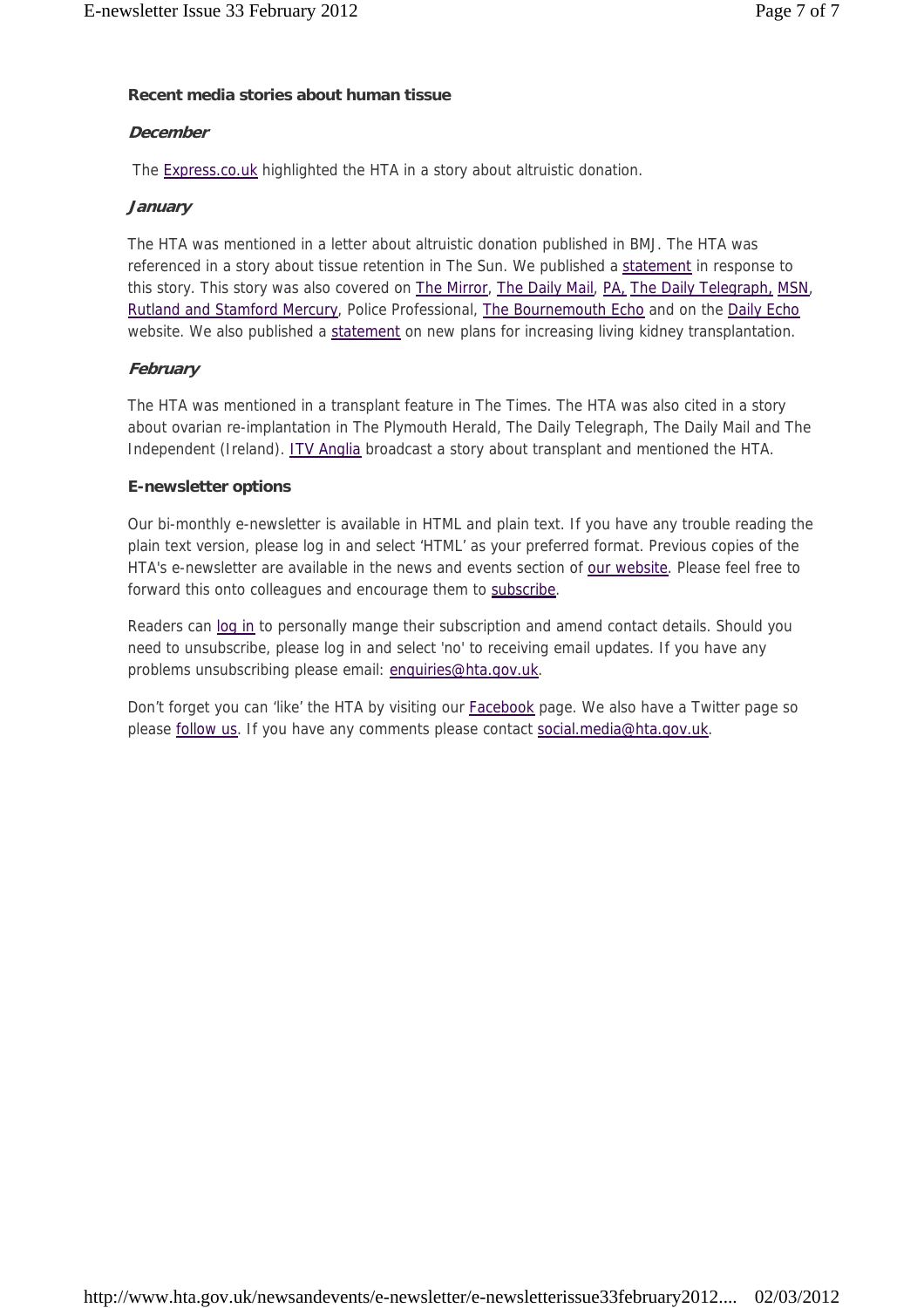### Recent media stories about human tissue

#### *December*

The Express.co.uk highlighted the HTA in a story about altruistic donation.

#### *January*

The HTA was mentioned in a letter about altruistic donation published in BMJ. The HTA was referenced in a story about tissue retention in The Sun. We published a statement in response to this story. This story was also covered on The Mirror, The Daily Mail, PA, The Daily Telegraph, MSN, Rutland and Stamford Mercury, Police Professional, The Bournemouth Echo and on the Daily Echo website. We also published a statement on new plans for increasing living kidney transplantation.

#### *February*

The HTA was mentioned in a transplant feature in The Times. The HTA was also cited in a story about ovarian re-implantation in The Plymouth Herald, The Daily Telegraph, The Daily Mail and The Independent (Ireland). ITV Anglia broadcast a story about transplant and mentioned the HTA.

### E-newsletter options

Our bi-monthly e-newsletter is available in HTML and plain text. If you have any trouble reading the plain text version, please log in and select 'HTML' as your preferred format. Previous copies of the HTA's e-newsletter are available in the news and events section of our website. Please feel free to forward this onto colleagues and encourage them to subscribe.

Readers can log in to personally mange their subscription and amend contact details. Should you need to unsubscribe, please log in and select 'no' to receiving email updates. If you have any problems unsubscribing please email: enquiries@hta.gov.uk.

Don't forget you can 'like' the HTA by visiting our Facebook page. We also have a Twitter page so please follow us. If you have any comments please contact social.media@hta.gov.uk.